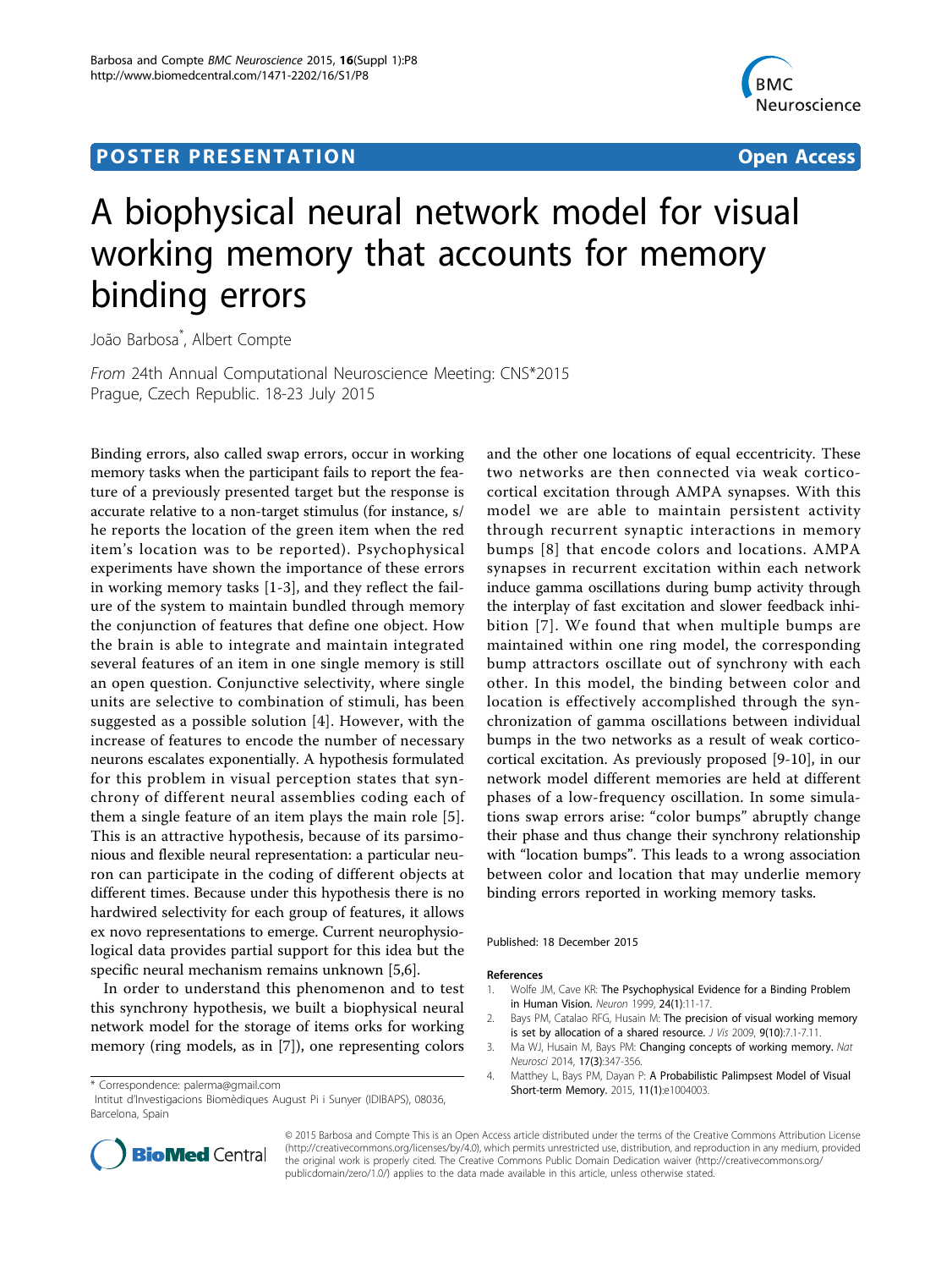**POSTER PRESENTATION** **Open Access**

# A biophysical neural network model for visual working memory that accounts for memory binding errors

João Barbosa*, Albert Compte

*From* 24th Annual Computational Neuroscience Meeting: CNS*2015
Prague, Czech Republic. 18-23 July 2015

Binding errors, also called swap errors, occur in working memory tasks when the participant fails to report the feature of a previously presented target but the response is accurate relative to a non-target stimulus (for instance, s/he reports the location of the green item when the red item's location was to be reported). Psychophysical experiments have shown the importance of these errors in working memory tasks [1-3], and they reflect the failure of the system to maintain bundled through memory the conjunction of features that define one object. How the brain is able to integrate and maintain integrated several features of an item in one single memory is still an open question. Conjunctive selectivity, where single units are selective to combination of stimuli, has been suggested as a possible solution [4]. However, with the increase of features to encode the number of necessary neurons escalates exponentially. A hypothesis formulated for this problem in visual perception states that synchrony of different neural assemblies coding each of them a single feature of an item plays the main role [5]. This is an attractive hypothesis, because of its parsimonious and flexible neural representation: a particular neuron can participate in the coding of different objects at different times. Because under this hypothesis there is no hardwired selectivity for each group of features, it allows ex novo representations to emerge. Current neurophysiological data provides partial support for this idea but the specific neural mechanism remains unknown [5,6].

In order to understand this phenomenon and to test this synchrony hypothesis, we built a biophysical neural network model for the storage of items orks for working memory (ring models, as in [7]), one representing colors and the other one locations of equal eccentricity. These two networks are then connected via weak cortico-cortical excitation through AMPA synapses. With this model we are able to maintain persistent activity through recurrent synaptic interactions in memory bumps [8] that encode colors and locations. AMPA synapses in recurrent excitation within each network induce gamma oscillations during bump activity through the interplay of fast excitation and slower feedback inhibition [7]. We found that when multiple bumps are maintained within one ring model, the corresponding bump attractors oscillate out of synchrony with each other. In this model, the binding between color and location is effectively accomplished through the synchronization of gamma oscillations between individual bumps in the two networks as a result of weak cortico-cortical excitation. As previously proposed [9-10], in our network model different memories are held at different phases of a low-frequency oscillation. In some simulations swap errors arise: "color bumps" abruptly change their phase and thus change their synchrony relationship with "location bumps". This leads to a wrong association between color and location that may underlie memory binding errors reported in working memory tasks.

Published: 18 December 2015

## References

1. Wolfe JM, Cave KR: **The Psychophysical Evidence for a Binding Problem in Human Vision.** *Neuron* 1999, **24(1)**:11-17.
2. Bays PM, Catalao RFG, Husain M: **The precision of visual working memory is set by allocation of a shared resource.** *J Vis* 2009, **9(10)**:7.1-7.11.
3. Ma WJ, Husain M, Bays PM: **Changing concepts of working memory.** *Nat Neurosci* 2014, **17(3)**:347-356.
4. Matthey L, Bays PM, Dayan P: **A Probabilistic Palimpsest Model of Visual Short-term Memory.** 2015, **11(1)**:e1004003.

\* Correspondence: palerma@gmail.com
Intitut d'Investigacions Biomèdiques August Pi i Sunyer (IDIBAPS), 08036, Barcelona, Spain

© 2015 Barbosa and Compte This is an Open Access article distributed under the terms of the Creative Commons Attribution License (http://creativecommons.org/licenses/by/4.0), which permits unrestricted use, distribution, and reproduction in any medium, provided the original work is properly cited. The Creative Commons Public Domain Dedication waiver (http://creativecommons.org/publicdomain/zero/1.0/) applies to the data made available in this article, unless otherwise stated.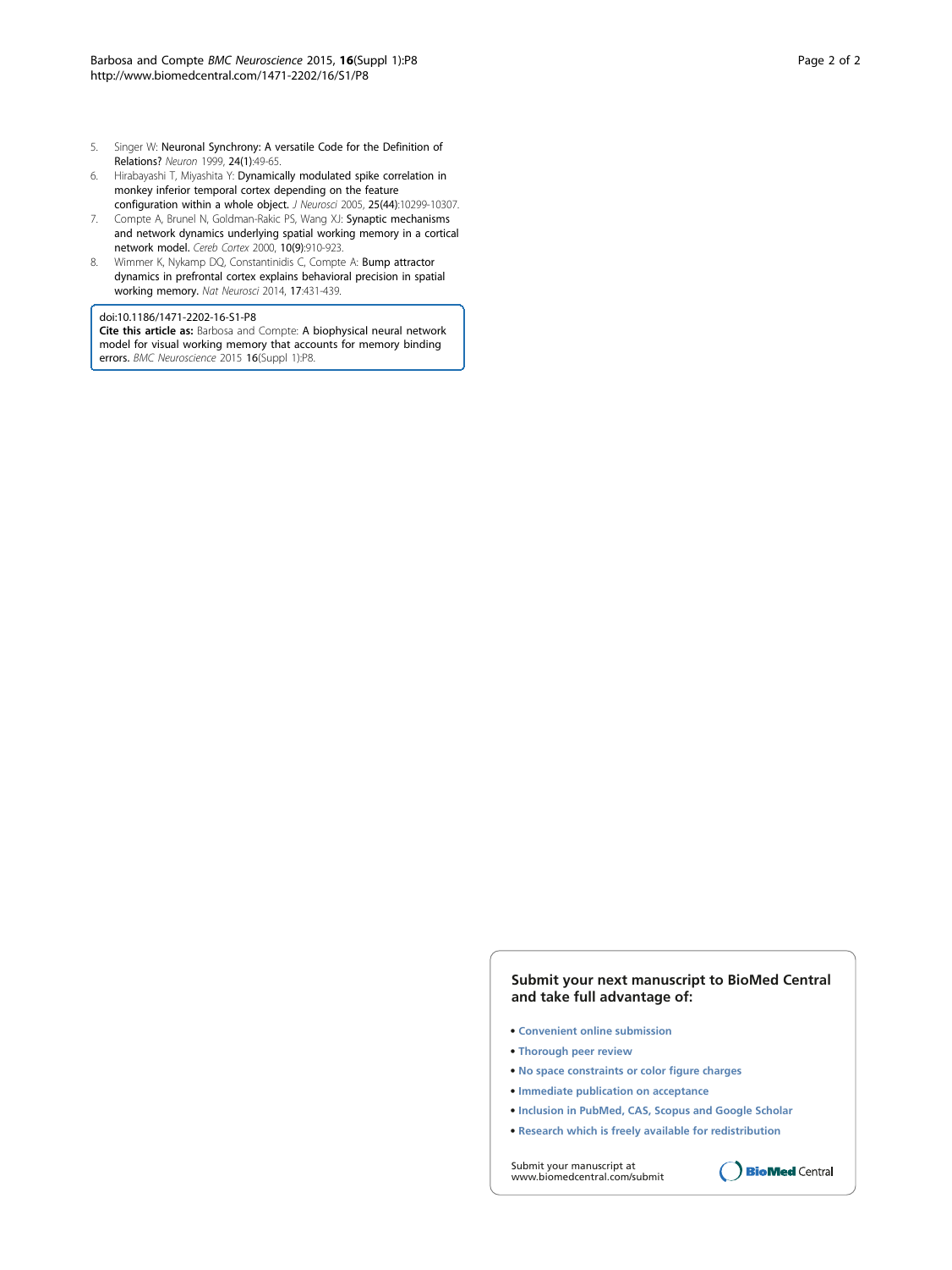5. Singer W: **Neuronal Synchrony: A versatile Code for the Definition of Relations?** *Neuron* 1999, **24(1)**:49-65.
6. Hirabayashi T, Miyashita Y: **Dynamically modulated spike correlation in monkey inferior temporal cortex depending on the feature configuration within a whole object.** *J Neurosci* 2005, **25(44)**:10299-10307.
7. Compte A, Brunel N, Goldman-Rakic PS, Wang XJ: **Synaptic mechanisms and network dynamics underlying spatial working memory in a cortical network model.** *Cereb Cortex* 2000, **10(9)**:910-923.
8. Wimmer K, Nykamp DQ, Constantinidis C, Compte A: **Bump attractor dynamics in prefrontal cortex explains behavioral precision in spatial working memory.** *Nat Neurosci* 2014, **17**:431-439.

doi:10.1186/1471-2202-16-S1-P8
**Cite this article as:** Barbosa and Compte: A biophysical neural network model for visual working memory that accounts for memory binding errors. *BMC Neuroscience* 2015 **16**(Suppl 1):P8.

**Submit your next manuscript to BioMed Central and take full advantage of:**

- Convenient online submission
- Thorough peer review
- No space constraints or color figure charges
- Immediate publication on acceptance
- Inclusion in PubMed, CAS, Scopus and Google Scholar
- Research which is freely available for redistribution

Submit your manuscript at
www.biomedcentral.com/submit

BioMed Central